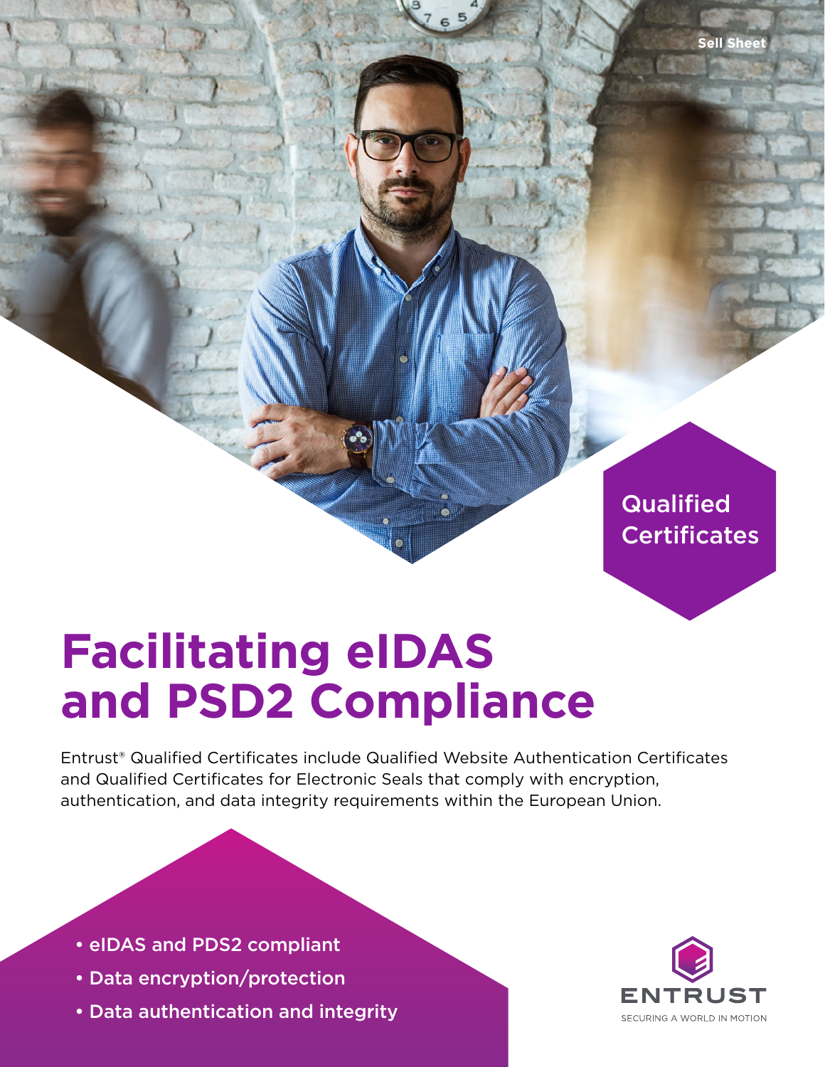Sell Sheet

Qualified Certificates

# Facilitating eIDAS and PSD2 Compliance

Entrust® Qualified Certificates include Qualified Website Authentication Certificates and Qualified Certificates for Electronic Seals that comply with encryption, authentication, and data integrity requirements within the European Union.

- eIDAS and PDS2 compliant
- Data encryption/protection
- Data authentication and integrity

ENTRUST
SECURING A WORLD IN MOTION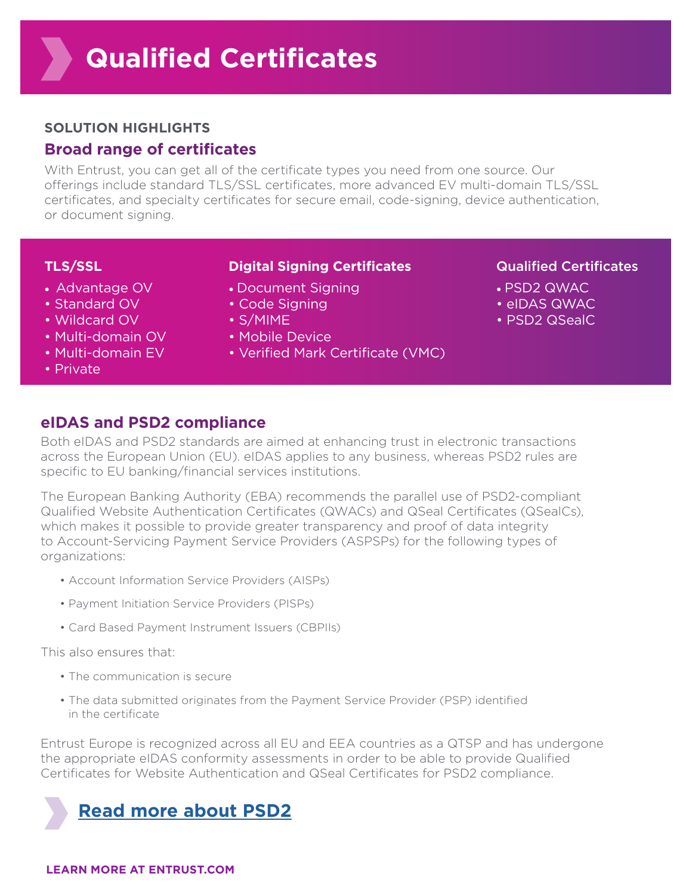# Qualified Certificates

**SOLUTION HIGHLIGHTS**

## Broad range of certificates

With Entrust, you can get all of the certificate types you need from one source. Our offerings include standard TLS/SSL certificates, more advanced EV multi-domain TLS/SSL certificates, and specialty certificates for secure email, code-signing, device authentication, or document signing.

### TLS/SSL

- Advantage OV
- Standard OV
- Wildcard OV
- Multi-domain OV
- Multi-domain EV
- Private

### Digital Signing Certificates

- Document Signing
- Code Signing
- S/MIME
- Mobile Device
- Verified Mark Certificate (VMC)

### Qualified Certificates

- PSD2 QWAC
- eIDAS QWAC
- PSD2 QSealC

## eIDAS and PSD2 compliance

Both eIDAS and PSD2 standards are aimed at enhancing trust in electronic transactions across the European Union (EU). eIDAS applies to any business, whereas PSD2 rules are specific to EU banking/financial services institutions.

The European Banking Authority (EBA) recommends the parallel use of PSD2-compliant Qualified Website Authentication Certificates (QWACs) and QSeal Certificates (QSealCs), which makes it possible to provide greater transparency and proof of data integrity to Account-Servicing Payment Service Providers (ASPSPs) for the following types of organizations:

- Account Information Service Providers (AISPs)
- Payment Initiation Service Providers (PISPs)
- Card Based Payment Instrument Issuers (CBPIIs)

This also ensures that:

- The communication is secure
- The data submitted originates from the Payment Service Provider (PSP) identified in the certificate

Entrust Europe is recognized across all EU and EEA countries as a QTSP and has undergone the appropriate eIDAS conformity assessments in order to be able to provide Qualified Certificates for Website Authentication and QSeal Certificates for PSD2 compliance.

**Read more about PSD2**

**LEARN MORE AT ENTRUST.COM**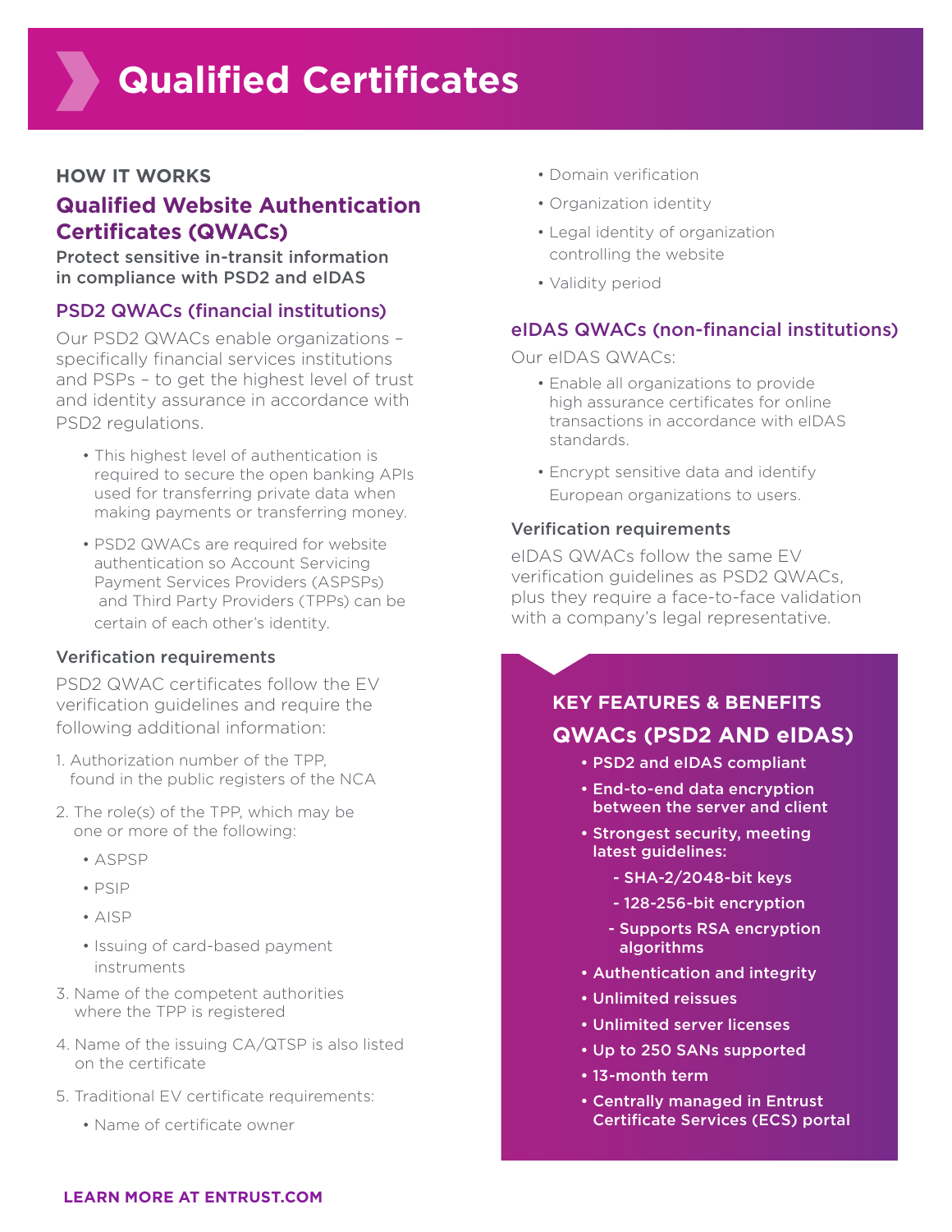# Qualified Certificates

**HOW IT WORKS**

## Qualified Website Authentication Certificates (QWACs)

**Protect sensitive in-transit information in compliance with PSD2 and eIDAS**

### PSD2 QWACs (financial institutions)

Our PSD2 QWACs enable organizations – specifically financial services institutions and PSPs – to get the highest level of trust and identity assurance in accordance with PSD2 regulations.

- This highest level of authentication is required to secure the open banking APIs used for transferring private data when making payments or transferring money.
- PSD2 QWACs are required for website authentication so Account Servicing Payment Services Providers (ASPSPs) and Third Party Providers (TPPs) can be certain of each other's identity.

#### Verification requirements

PSD2 QWAC certificates follow the EV verification guidelines and require the following additional information:

1. Authorization number of the TPP, found in the public registers of the NCA
2. The role(s) of the TPP, which may be one or more of the following:
   - ASPSP
   - PSIP
   - AISP
   - Issuing of card-based payment instruments
3. Name of the competent authorities where the TPP is registered
4. Name of the issuing CA/QTSP is also listed on the certificate
5. Traditional EV certificate requirements:
   - Name of certificate owner
   - Domain verification
   - Organization identity
   - Legal identity of organization controlling the website
   - Validity period

### eIDAS QWACs (non-financial institutions)

Our eIDAS QWACs:

- Enable all organizations to provide high assurance certificates for online transactions in accordance with eIDAS standards.
- Encrypt sensitive data and identify European organizations to users.

#### Verification requirements

eIDAS QWACs follow the same EV verification guidelines as PSD2 QWACs, plus they require a face-to-face validation with a company's legal representative.

**KEY FEATURES & BENEFITS**

**QWACs (PSD2 AND eIDAS)**

- **PSD2 and eIDAS compliant**
- **End-to-end data encryption between the server and client**
- **Strongest security, meeting latest guidelines:**
  - **SHA-2/2048-bit keys**
  - **128-256-bit encryption**
  - **Supports RSA encryption algorithms**
- **Authentication and integrity**
- **Unlimited reissues**
- **Unlimited server licenses**
- **Up to 250 SANs supported**
- **13-month term**
- **Centrally managed in Entrust Certificate Services (ECS) portal**

**LEARN MORE AT ENTRUST.COM**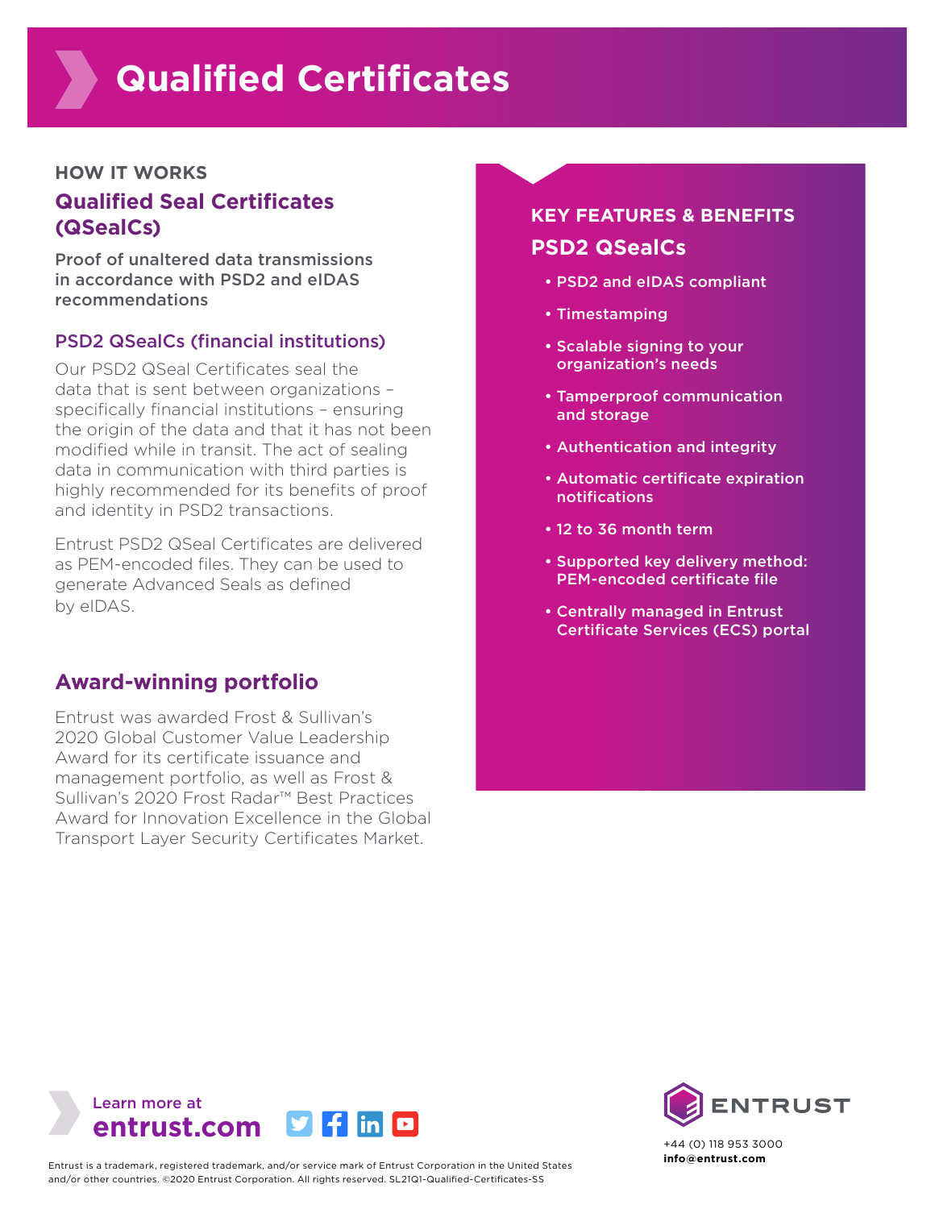# Qualified Certificates

HOW IT WORKS

## Qualified Seal Certificates (QSealCs)

**Proof of unaltered data transmissions in accordance with PSD2 and eIDAS recommendations**

### PSD2 QSealCs (financial institutions)

Our PSD2 QSeal Certificates seal the data that is sent between organizations – specifically financial institutions – ensuring the origin of the data and that it has not been modified while in transit. The act of sealing data in communication with third parties is highly recommended for its benefits of proof and identity in PSD2 transactions.

Entrust PSD2 QSeal Certificates are delivered as PEM-encoded files. They can be used to generate Advanced Seals as defined by eIDAS.

## Award-winning portfolio

Entrust was awarded Frost & Sullivan's 2020 Global Customer Value Leadership Award for its certificate issuance and management portfolio, as well as Frost & Sullivan's 2020 Frost Radar™ Best Practices Award for Innovation Excellence in the Global Transport Layer Security Certificates Market.

KEY FEATURES & BENEFITS

## PSD2 QSealCs

- PSD2 and eIDAS compliant
- Timestamping
- Scalable signing to your organization's needs
- Tamperproof communication and storage
- Authentication and integrity
- Automatic certificate expiration notifications
- 12 to 36 month term
- Supported key delivery method: PEM-encoded certificate file
- Centrally managed in Entrust Certificate Services (ECS) portal

Learn more at
**entrust.com**

ENTRUST

+44 (0) 118 953 3000
**info@entrust.com**

Entrust is a trademark, registered trademark, and/or service mark of Entrust Corporation in the United States and/or other countries. ©2020 Entrust Corporation. All rights reserved. SL21Q1-Qualified-Certificates-SS